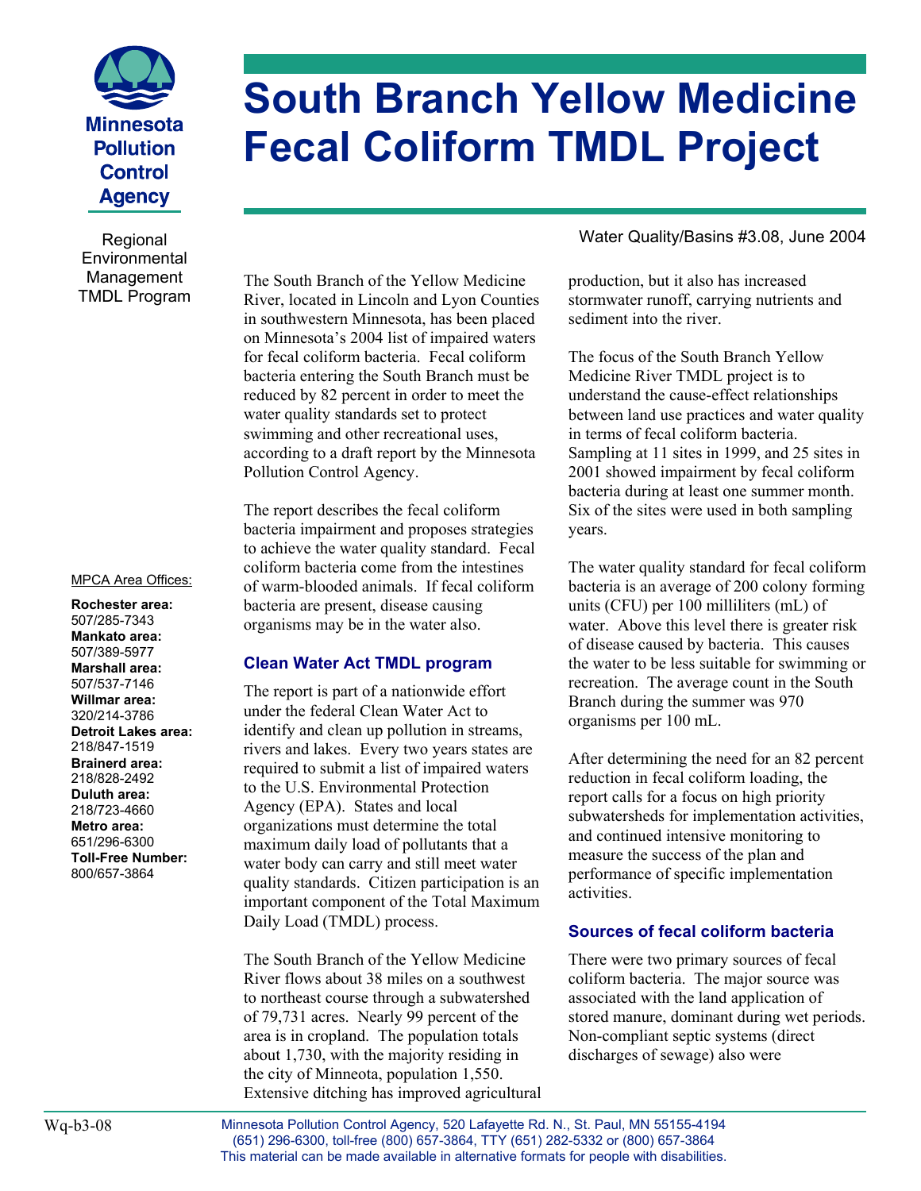Minnesota Pollution Control Agency

Regional Environmental Management TMDL Program

# South Branch Yellow Medicine Fecal Coliform TMDL Project

Water Quality/Basins #3.08, June 2004

The South Branch of the Yellow Medicine River, located in Lincoln and Lyon Counties in southwestern Minnesota, has been placed on Minnesota's 2004 list of impaired waters for fecal coliform bacteria. Fecal coliform bacteria entering the South Branch must be reduced by 82 percent in order to meet the water quality standards set to protect swimming and other recreational uses, according to a draft report by the Minnesota Pollution Control Agency.

The report describes the fecal coliform bacteria impairment and proposes strategies to achieve the water quality standard. Fecal coliform bacteria come from the intestines of warm-blooded animals. If fecal coliform bacteria are present, disease causing organisms may be in the water also.

## Clean Water Act TMDL program

The report is part of a nationwide effort under the federal Clean Water Act to identify and clean up pollution in streams, rivers and lakes. Every two years states are required to submit a list of impaired waters to the U.S. Environmental Protection Agency (EPA). States and local organizations must determine the total maximum daily load of pollutants that a water body can carry and still meet water quality standards. Citizen participation is an important component of the Total Maximum Daily Load (TMDL) process.

The South Branch of the Yellow Medicine River flows about 38 miles on a southwest to northeast course through a subwatershed of 79,731 acres. Nearly 99 percent of the area is in cropland. The population totals about 1,730, with the majority residing in the city of Minneota, population 1,550. Extensive ditching has improved agricultural production, but it also has increased stormwater runoff, carrying nutrients and sediment into the river.

The focus of the South Branch Yellow Medicine River TMDL project is to understand the cause-effect relationships between land use practices and water quality in terms of fecal coliform bacteria. Sampling at 11 sites in 1999, and 25 sites in 2001 showed impairment by fecal coliform bacteria during at least one summer month. Six of the sites were used in both sampling years.

The water quality standard for fecal coliform bacteria is an average of 200 colony forming units (CFU) per 100 milliliters (mL) of water. Above this level there is greater risk of disease caused by bacteria. This causes the water to be less suitable for swimming or recreation. The average count in the South Branch during the summer was 970 organisms per 100 mL.

After determining the need for an 82 percent reduction in fecal coliform loading, the report calls for a focus on high priority subwatersheds for implementation activities, and continued intensive monitoring to measure the success of the plan and performance of specific implementation activities.

## Sources of fecal coliform bacteria

There were two primary sources of fecal coliform bacteria. The major source was associated with the land application of stored manure, dominant during wet periods. Non-compliant septic systems (direct discharges of sewage) also were

MPCA Area Offices:

**Rochester area:** 507/285-7343
**Mankato area:** 507/389-5977
**Marshall area:** 507/537-7146
**Willmar area:** 320/214-3786
**Detroit Lakes area:** 218/847-1519
**Brainerd area:** 218/828-2492
**Duluth area:** 218/723-4660
**Metro area:** 651/296-6300
**Toll-Free Number:** 800/657-3864

Wq-b3-08

Minnesota Pollution Control Agency, 520 Lafayette Rd. N., St. Paul, MN 55155-4194
(651) 296-6300, toll-free (800) 657-3864, TTY (651) 282-5332 or (800) 657-3864
This material can be made available in alternative formats for people with disabilities.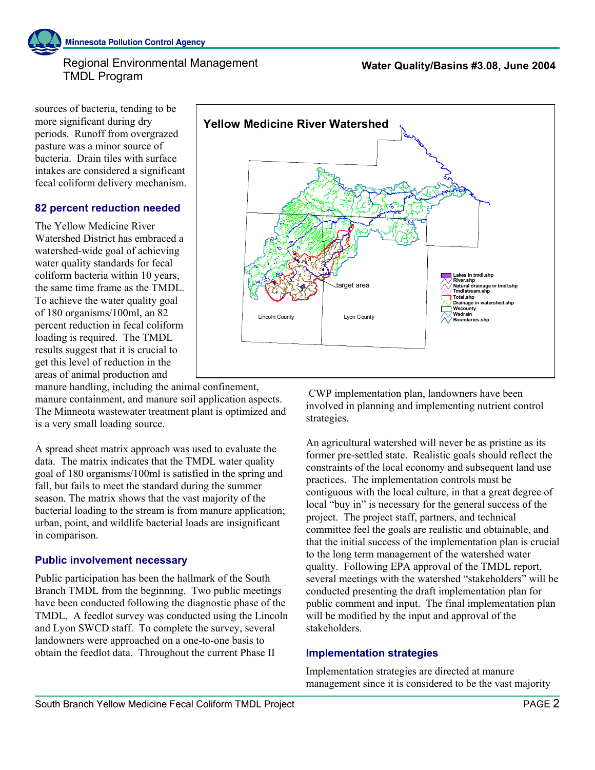sources of bacteria, tending to be more significant during dry periods. Runoff from overgrazed pasture was a minor source of bacteria. Drain tiles with surface intakes are considered a significant fecal coliform delivery mechanism.

## 82 percent reduction needed

The Yellow Medicine River Watershed District has embraced a watershed-wide goal of achieving water quality standards for fecal coliform bacteria within 10 years, the same time frame as the TMDL. To achieve the water quality goal of 180 organisms/100ml, an 82 percent reduction in fecal coliform loading is required. The TMDL results suggest that it is crucial to get this level of reduction in the areas of animal production and manure handling, including the animal confinement, manure containment, and manure soil application aspects. The Minneota wastewater treatment plant is optimized and is a very small loading source.

A spread sheet matrix approach was used to evaluate the data. The matrix indicates that the TMDL water quality goal of 180 organisms/100ml is satisfied in the spring and fall, but fails to meet the standard during the summer season. The matrix shows that the vast majority of the bacterial loading to the stream is from manure application; urban, point, and wildlife bacterial loads are insignificant in comparison.

## Public involvement necessary

Public participation has been the hallmark of the South Branch TMDL from the beginning. Two public meetings have been conducted following the diagnostic phase of the TMDL. A feedlot survey was conducted using the Lincoln and Lyon SWCD staff. To complete the survey, several landowners were approached on a one-to-one basis to obtain the feedlot data. Throughout the current Phase II CWP implementation plan, landowners have been involved in planning and implementing nutrient control strategies.

**Yellow Medicine River Watershed**

target area

Lincoln County

Lyon County

- Lakes in tmdl.shp
- River.shp
- Natural drainage in tmdl.shp
- Tmdlstream.shp
- Total.shp
- Drainage in watershed.shp
- Wscounty
- Wsdrain
- Boundaries.shp

An agricultural watershed will never be as pristine as its former pre-settled state. Realistic goals should reflect the constraints of the local economy and subsequent land use practices. The implementation controls must be contiguous with the local culture, in that a great degree of local "buy in" is necessary for the general success of the project. The project staff, partners, and technical committee feel the goals are realistic and obtainable, and that the initial success of the implementation plan is crucial to the long term management of the watershed water quality. Following EPA approval of the TMDL report, several meetings with the watershed "stakeholders" will be conducted presenting the draft implementation plan for public comment and input. The final implementation plan will be modified by the input and approval of the stakeholders.

## Implementation strategies

Implementation strategies are directed at manure management since it is considered to be the vast majority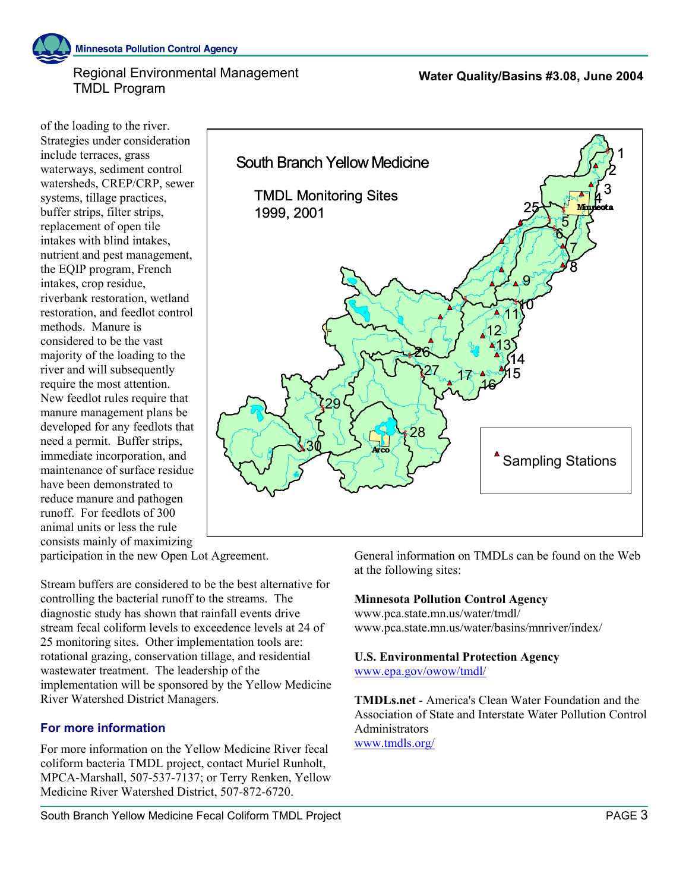of the loading to the river. Strategies under consideration include terraces, grass waterways, sediment control watersheds, CREP/CRP, sewer systems, tillage practices, buffer strips, filter strips, replacement of open tile intakes with blind intakes, nutrient and pest management, the EQIP program, French intakes, crop residue, riverbank restoration, wetland restoration, and feedlot control methods. Manure is considered to be the vast majority of the loading to the river and will subsequently require the most attention. New feedlot rules require that manure management plans be developed for any feedlots that need a permit. Buffer strips, immediate incorporation, and maintenance of surface residue have been demonstrated to reduce manure and pathogen runoff. For feedlots of 300 animal units or less the rule consists mainly of maximizing participation in the new Open Lot Agreement.

South Branch Yellow Medicine

TMDL Monitoring Sites
1999, 2001

1
2
3
4
Minneota
25
5
6
7
8
9
10
11
12
13
14
15
16
17
26
27
29
28
30
Arco

Sampling Stations

Stream buffers are considered to be the best alternative for controlling the bacterial runoff to the streams. The diagnostic study has shown that rainfall events drive stream fecal coliform levels to exceedence levels at 24 of 25 monitoring sites. Other implementation tools are: rotational grazing, conservation tillage, and residential wastewater treatment. The leadership of the implementation will be sponsored by the Yellow Medicine River Watershed District Managers.

## For more information

For more information on the Yellow Medicine River fecal coliform bacteria TMDL project, contact Muriel Runholt, MPCA-Marshall, 507-537-7137; or Terry Renken, Yellow Medicine River Watershed District, 507-872-6720.

General information on TMDLs can be found on the Web at the following sites:

**Minnesota Pollution Control Agency**
www.pca.state.mn.us/water/tmdl/
www.pca.state.mn.us/water/basins/mnriver/index/

**U.S. Environmental Protection Agency**
www.epa.gov/owow/tmdl/

**TMDLs.net** - America's Clean Water Foundation and the Association of State and Interstate Water Pollution Control Administrators
www.tmdls.org/